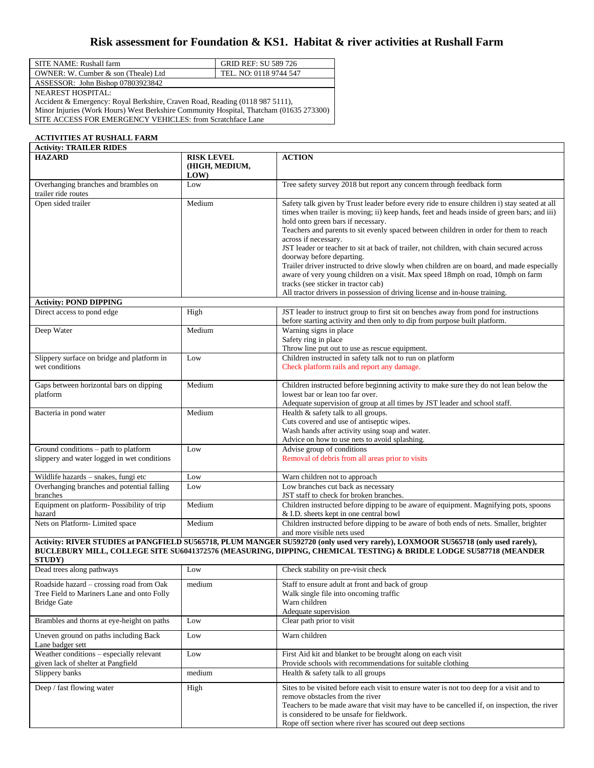# Risk assessment for Foundation & KS1. Habitat & river activities at Rushall Farm

| SITE NAME: Rushall farm | GRID REF: SU 589 726 |
|---|---|
| OWNER: W. Cumber & son (Theale) Ltd | TEL. NO: 0118 9744 547 |
| ASSESSOR: John Bishop 07803923842 | |
| NEAREST HOSPITAL:<br>Accident & Emergency: Royal Berkshire, Craven Road, Reading (0118 987 5111),<br>Minor Injuries (Work Hours) West Berkshire Community Hospital, Thatcham (01635 273300)<br>SITE ACCESS FOR EMERGENCY VEHICLES: from Scratchface Lane | |

**ACTIVITIES AT RUSHALL FARM**

| **HAZARD** | **RISK LEVEL (HIGH, MEDIUM, LOW)** | **ACTION** |
|---|---|---|
| **Activity: TRAILER RIDES** | | |
| Overhanging branches and brambles on trailer ride routes | Low | Tree safety survey 2018 but report any concern through feedback form |
| Open sided trailer | Medium | Safety talk given by Trust leader before every ride to ensure children i) stay seated at all times when trailer is moving; ii) keep hands, feet and heads inside of green bars; and iii) hold onto green bars if necessary.<br>Teachers and parents to sit evenly spaced between children in order for them to reach across if necessary.<br>JST leader or teacher to sit at back of trailer, not children, with chain secured across doorway before departing.<br>Trailer driver instructed to drive slowly when children are on board, and made especially aware of very young children on a visit. Max speed 18mph on road, 10mph on farm tracks (see sticker in tractor cab)<br>All tractor drivers in possession of driving license and in-house training. |
| **Activity: POND DIPPING** | | |
| Direct access to pond edge | High | JST leader to instruct group to first sit on benches away from pond for instructions before starting activity and then only to dip from purpose built platform. |
| Deep Water | Medium | Warning signs in place<br>Safety ring in place<br>Throw line put out to use as rescue equipment. |
| Slippery surface on bridge and platform in wet conditions | Low | Children instructed in safety talk not to run on platform<br>Check platform rails and report any damage. |
| Gaps between horizontal bars on dipping platform | Medium | Children instructed before beginning activity to make sure they do not lean below the lowest bar or lean too far over.<br>Adequate supervision of group at all times by JST leader and school staff. |
| Bacteria in pond water | Medium | Health & safety talk to all groups.<br>Cuts covered and use of antiseptic wipes.<br>Wash hands after activity using soap and water.<br>Advice on how to use nets to avoid splashing. |
| Ground conditions – path to platform slippery and water logged in wet conditions | Low | Advise group of conditions<br>Removal of debris from all areas prior to visits |
| Wildlife hazards – snakes, fungi etc | Low | Warn children not to approach |
| Overhanging branches and potential falling branches | Low | Low branches cut back as necessary<br>JST staff to check for broken branches. |
| Equipment on platform- Possibility of trip hazard | Medium | Children instructed before dipping to be aware of equipment. Magnifying pots, spoons & I.D. sheets kept in one central bowl |
| Nets on Platform- Limited space | Medium | Children instructed before dipping to be aware of both ends of nets. Smaller, brighter and more visible nets used |
| **Activity: RIVER STUDIES at PANGFIELD SU565718, PLUM MANGER SU592720 (only used very rarely), LOXMOOR SU565718 (only used rarely), BUCLEBURY MILL, COLLEGE SITE SU6041372576 (MEASURING, DIPPING, CHEMICAL TESTING) & BRIDLE LODGE SU587718 (MEANDER STUDY)** | | |
| Dead trees along pathways | Low | Check stability on pre-visit check |
| Roadside hazard – crossing road from Oak Tree Field to Mariners Lane and onto Folly Bridge Gate | medium | Staff to ensure adult at front and back of group<br>Walk single file into oncoming traffic<br>Warn children<br>Adequate supervision |
| Brambles and thorns at eye-height on paths | Low | Clear path prior to visit |
| Uneven ground on paths including Back Lane badger sett | Low | Warn children |
| Weather conditions – especially relevant given lack of shelter at Pangfield | Low | First Aid kit and blanket to be brought along on each visit<br>Provide schools with recommendations for suitable clothing |
| Slippery banks | medium | Health & safety talk to all groups |
| Deep / fast flowing water | High | Sites to be visited before each visit to ensure water is not too deep for a visit and to remove obstacles from the river<br>Teachers to be made aware that visit may have to be cancelled if, on inspection, the river is considered to be unsafe for fieldwork.<br>Rope off section where river has scoured out deep sections |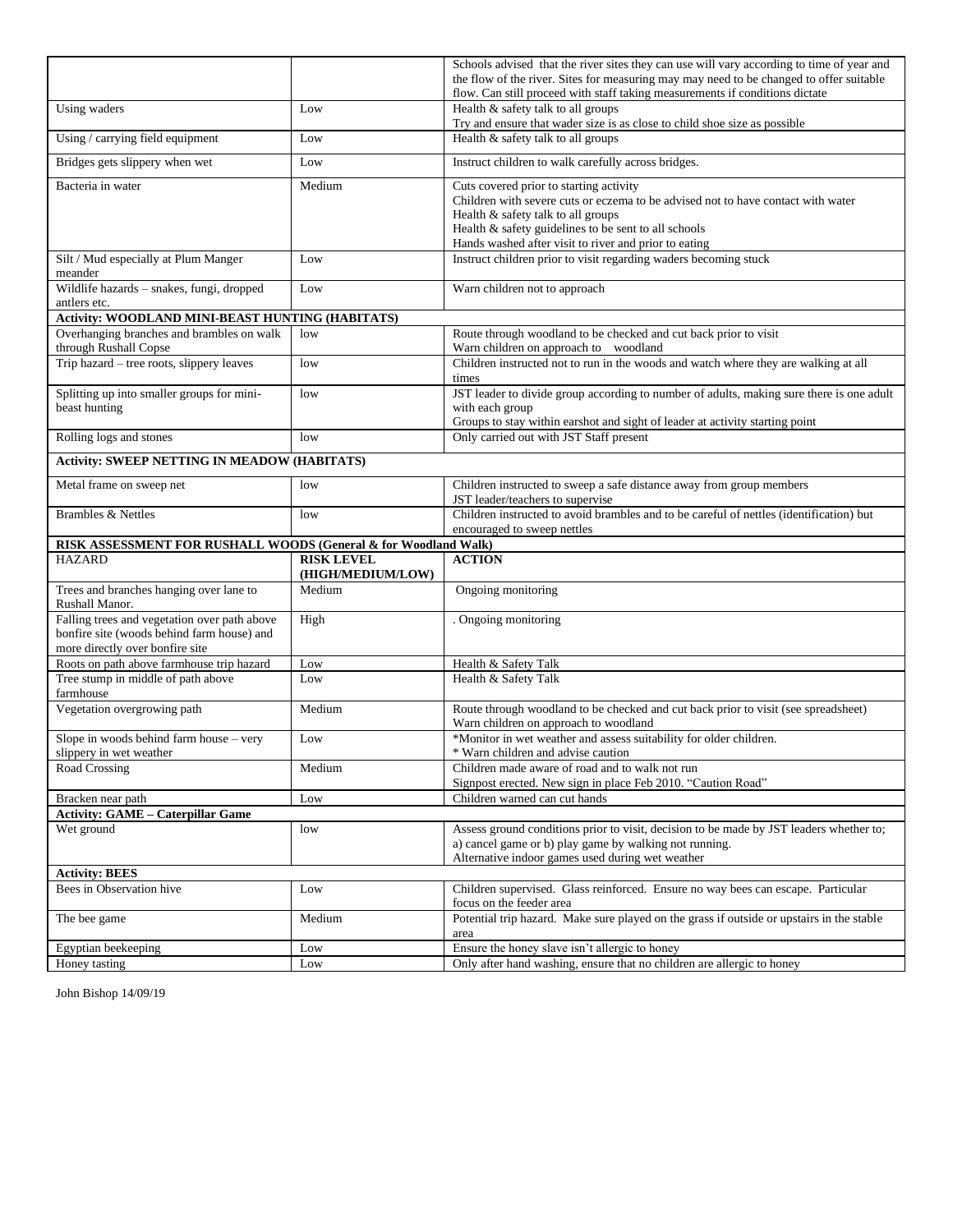| | | |
|---|---|---|
| | | Schools advised that the river sites they can use will vary according to time of year and the flow of the river. Sites for measuring may may need to be changed to offer suitable flow. Can still proceed with staff taking measurements if conditions dictate |
| Using waders | Low | Health & safety talk to all groups<br>Try and ensure that wader size is as close to child shoe size as possible |
| Using / carrying field equipment | Low | Health & safety talk to all groups |
| Bridges gets slippery when wet | Low | Instruct children to walk carefully across bridges. |
| Bacteria in water | Medium | Cuts covered prior to starting activity<br>Children with severe cuts or eczema to be advised not to have contact with water<br>Health & safety talk to all groups<br>Health & safety guidelines to be sent to all schools<br>Hands washed after visit to river and prior to eating |
| Silt / Mud especially at Plum Manger meander | Low | Instruct children prior to visit regarding waders becoming stuck |
| Wildlife hazards – snakes, fungi, dropped antlers etc. | Low | Warn children not to approach |
| **Activity: WOODLAND MINI-BEAST HUNTING (HABITATS)** | | |
| Overhanging branches and brambles on walk through Rushall Copse | low | Route through woodland to be checked and cut back prior to visit<br>Warn children on approach to woodland |
| Trip hazard – tree roots, slippery leaves | low | Children instructed not to run in the woods and watch where they are walking at all times |
| Splitting up into smaller groups for mini-beast hunting | low | JST leader to divide group according to number of adults, making sure there is one adult with each group<br>Groups to stay within earshot and sight of leader at activity starting point |
| Rolling logs and stones | low | Only carried out with JST Staff present |
| **Activity: SWEEP NETTING IN MEADOW (HABITATS)** | | |
| Metal frame on sweep net | low | Children instructed to sweep a safe distance away from group members<br>JST leader/teachers to supervise |
| Brambles & Nettles | low | Children instructed to avoid brambles and to be careful of nettles (identification) but encouraged to sweep nettles |
| **RISK ASSESSMENT FOR RUSHALL WOODS (General & for Woodland Walk)** | | |
| HAZARD | **RISK LEVEL (HIGH/MEDIUM/LOW)** | **ACTION** |
| Trees and branches hanging over lane to Rushall Manor. | Medium | Ongoing monitoring |
| Falling trees and vegetation over path above bonfire site (woods behind farm house) and more directly over bonfire site | High | . Ongoing monitoring |
| Roots on path above farmhouse trip hazard | Low | Health & Safety Talk |
| Tree stump in middle of path above farmhouse | Low | Health & Safety Talk |
| Vegetation overgrowing path | Medium | Route through woodland to be checked and cut back prior to visit (see spreadsheet)<br>Warn children on approach to woodland |
| Slope in woods behind farm house – very slippery in wet weather | Low | *Monitor in wet weather and assess suitability for older children.<br>* Warn children and advise caution |
| Road Crossing | Medium | Children made aware of road and to walk not run<br>Signpost erected. New sign in place Feb 2010. "Caution Road" |
| Bracken near path | Low | Children warned can cut hands |
| **Activity: GAME – Caterpillar Game** | | |
| Wet ground | low | Assess ground conditions prior to visit, decision to be made by JST leaders whether to; a) cancel game or b) play game by walking not running.<br>Alternative indoor games used during wet weather |
| **Activity: BEES** | | |
| Bees in Observation hive | Low | Children supervised. Glass reinforced. Ensure no way bees can escape. Particular focus on the feeder area |
| The bee game | Medium | Potential trip hazard. Make sure played on the grass if outside or upstairs in the stable area |
| Egyptian beekeeping | Low | Ensure the honey slave isn't allergic to honey |
| Honey tasting | Low | Only after hand washing, ensure that no children are allergic to honey |

John Bishop 14/09/19